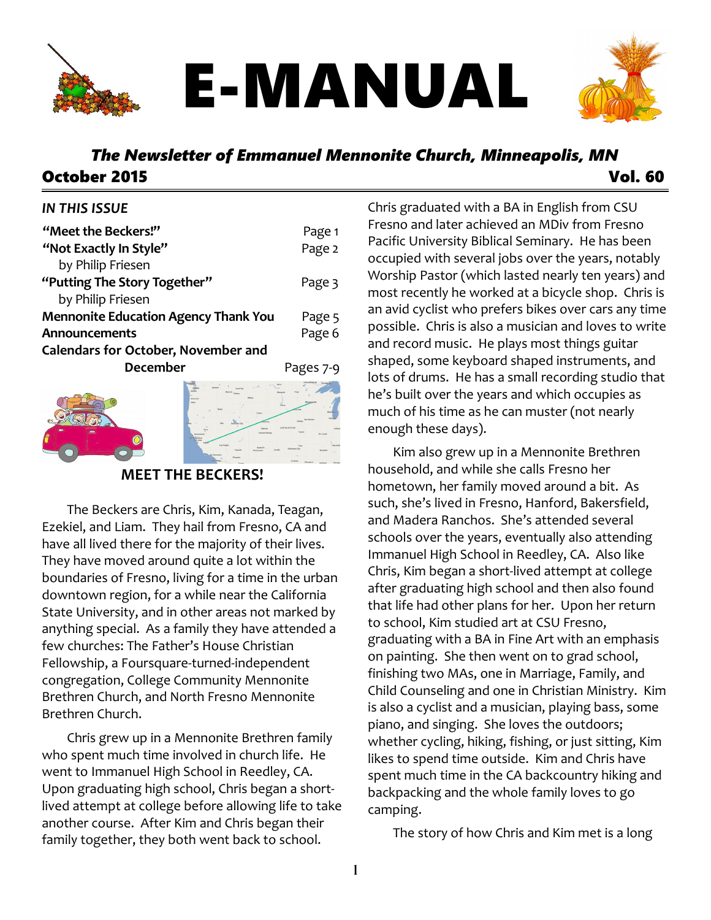# E-MANUAL

***The Newsletter of Emmanuel Mennonite Church, Minneapolis, MN***

**October 2015** **Vol. 60**

***IN THIS ISSUE***

| | |
|---|---|
| **"Meet the Beckers!"** | Page 1 |
| **"Not Exactly In Style"** by Philip Friesen | Page 2 |
| **"Putting The Story Together"** by Philip Friesen | Page 3 |
| **Mennonite Education Agency Thank You** | Page 5 |
| **Announcements** | Page 6 |
| **Calendars for October, November and December** | Pages 7-9 |

## MEET THE BECKERS!

The Beckers are Chris, Kim, Kanada, Teagan, Ezekiel, and Liam. They hail from Fresno, CA and have all lived there for the majority of their lives. They have moved around quite a lot within the boundaries of Fresno, living for a time in the urban downtown region, for a while near the California State University, and in other areas not marked by anything special. As a family they have attended a few churches: The Father's House Christian Fellowship, a Foursquare-turned-independent congregation, College Community Mennonite Brethren Church, and North Fresno Mennonite Brethren Church.

Chris grew up in a Mennonite Brethren family who spent much time involved in church life. He went to Immanuel High School in Reedley, CA. Upon graduating high school, Chris began a short-lived attempt at college before allowing life to take another course. After Kim and Chris began their family together, they both went back to school. Chris graduated with a BA in English from CSU Fresno and later achieved an MDiv from Fresno Pacific University Biblical Seminary. He has been occupied with several jobs over the years, notably Worship Pastor (which lasted nearly ten years) and most recently he worked at a bicycle shop. Chris is an avid cyclist who prefers bikes over cars any time possible. Chris is also a musician and loves to write and record music. He plays most things guitar shaped, some keyboard shaped instruments, and lots of drums. He has a small recording studio that he's built over the years and which occupies as much of his time as he can muster (not nearly enough these days).

Kim also grew up in a Mennonite Brethren household, and while she calls Fresno her hometown, her family moved around a bit. As such, she's lived in Fresno, Hanford, Bakersfield, and Madera Ranchos. She's attended several schools over the years, eventually also attending Immanuel High School in Reedley, CA. Also like Chris, Kim began a short-lived attempt at college after graduating high school and then also found that life had other plans for her. Upon her return to school, Kim studied art at CSU Fresno, graduating with a BA in Fine Art with an emphasis on painting. She then went on to grad school, finishing two MAs, one in Marriage, Family, and Child Counseling and one in Christian Ministry. Kim is also a cyclist and a musician, playing bass, some piano, and singing. She loves the outdoors; whether cycling, hiking, fishing, or just sitting, Kim likes to spend time outside. Kim and Chris have spent much time in the CA backcountry hiking and backpacking and the whole family loves to go camping.

The story of how Chris and Kim met is a long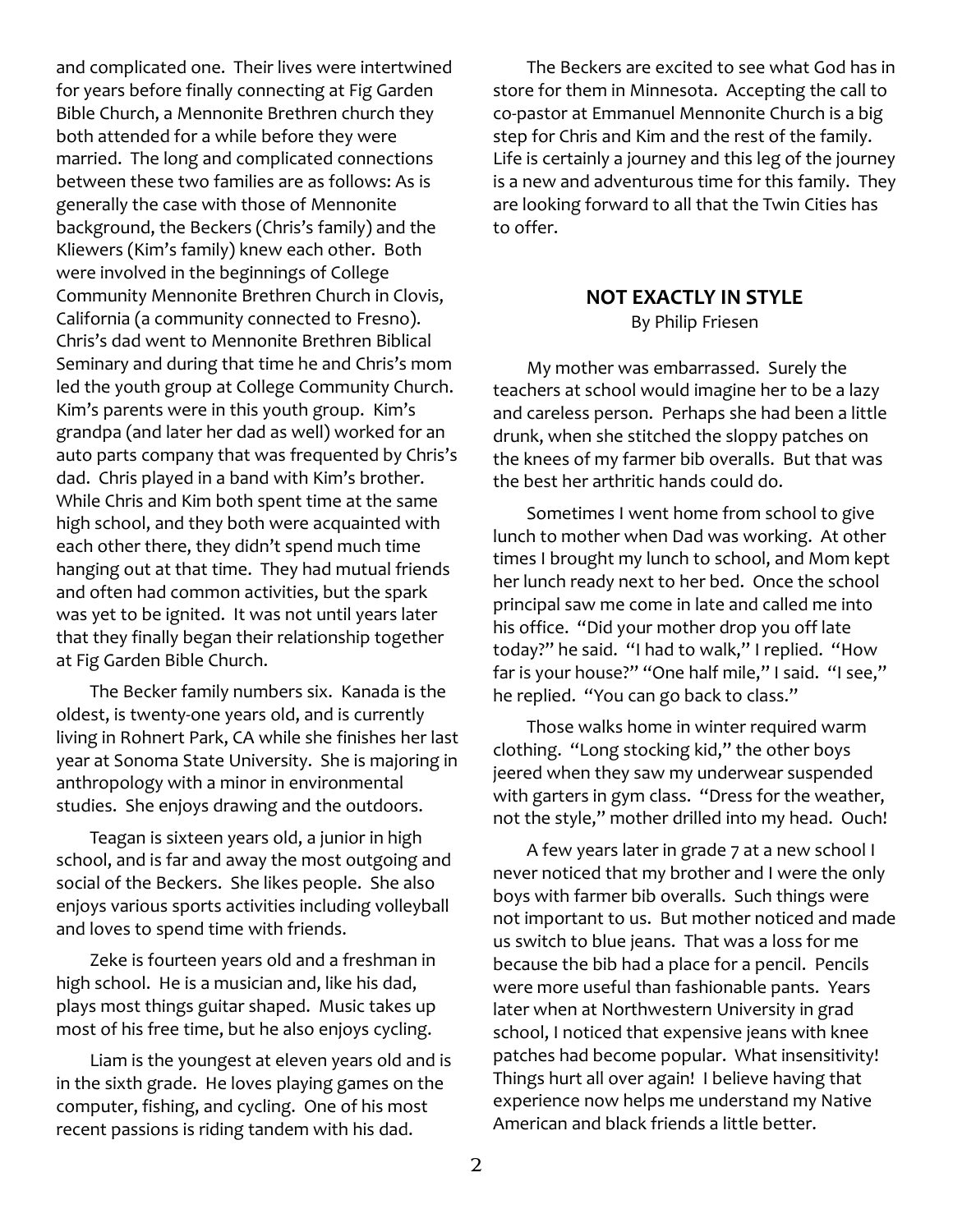and complicated one. Their lives were intertwined for years before finally connecting at Fig Garden Bible Church, a Mennonite Brethren church they both attended for a while before they were married. The long and complicated connections between these two families are as follows: As is generally the case with those of Mennonite background, the Beckers (Chris's family) and the Kliewers (Kim's family) knew each other. Both were involved in the beginnings of College Community Mennonite Brethren Church in Clovis, California (a community connected to Fresno). Chris's dad went to Mennonite Brethren Biblical Seminary and during that time he and Chris's mom led the youth group at College Community Church. Kim's parents were in this youth group. Kim's grandpa (and later her dad as well) worked for an auto parts company that was frequented by Chris's dad. Chris played in a band with Kim's brother. While Chris and Kim both spent time at the same high school, and they both were acquainted with each other there, they didn't spend much time hanging out at that time. They had mutual friends and often had common activities, but the spark was yet to be ignited. It was not until years later that they finally began their relationship together at Fig Garden Bible Church.

The Becker family numbers six. Kanada is the oldest, is twenty-one years old, and is currently living in Rohnert Park, CA while she finishes her last year at Sonoma State University. She is majoring in anthropology with a minor in environmental studies. She enjoys drawing and the outdoors.

Teagan is sixteen years old, a junior in high school, and is far and away the most outgoing and social of the Beckers. She likes people. She also enjoys various sports activities including volleyball and loves to spend time with friends.

Zeke is fourteen years old and a freshman in high school. He is a musician and, like his dad, plays most things guitar shaped. Music takes up most of his free time, but he also enjoys cycling.

Liam is the youngest at eleven years old and is in the sixth grade. He loves playing games on the computer, fishing, and cycling. One of his most recent passions is riding tandem with his dad.

The Beckers are excited to see what God has in store for them in Minnesota. Accepting the call to co-pastor at Emmanuel Mennonite Church is a big step for Chris and Kim and the rest of the family. Life is certainly a journey and this leg of the journey is a new and adventurous time for this family. They are looking forward to all that the Twin Cities has to offer.

## NOT EXACTLY IN STYLE

By Philip Friesen

My mother was embarrassed. Surely the teachers at school would imagine her to be a lazy and careless person. Perhaps she had been a little drunk, when she stitched the sloppy patches on the knees of my farmer bib overalls. But that was the best her arthritic hands could do.

Sometimes I went home from school to give lunch to mother when Dad was working. At other times I brought my lunch to school, and Mom kept her lunch ready next to her bed. Once the school principal saw me come in late and called me into his office. "Did your mother drop you off late today?" he said. "I had to walk," I replied. "How far is your house?" "One half mile," I said. "I see," he replied. "You can go back to class."

Those walks home in winter required warm clothing. "Long stocking kid," the other boys jeered when they saw my underwear suspended with garters in gym class. "Dress for the weather, not the style," mother drilled into my head. Ouch!

A few years later in grade 7 at a new school I never noticed that my brother and I were the only boys with farmer bib overalls. Such things were not important to us. But mother noticed and made us switch to blue jeans. That was a loss for me because the bib had a place for a pencil. Pencils were more useful than fashionable pants. Years later when at Northwestern University in grad school, I noticed that expensive jeans with knee patches had become popular. What insensitivity! Things hurt all over again! I believe having that experience now helps me understand my Native American and black friends a little better.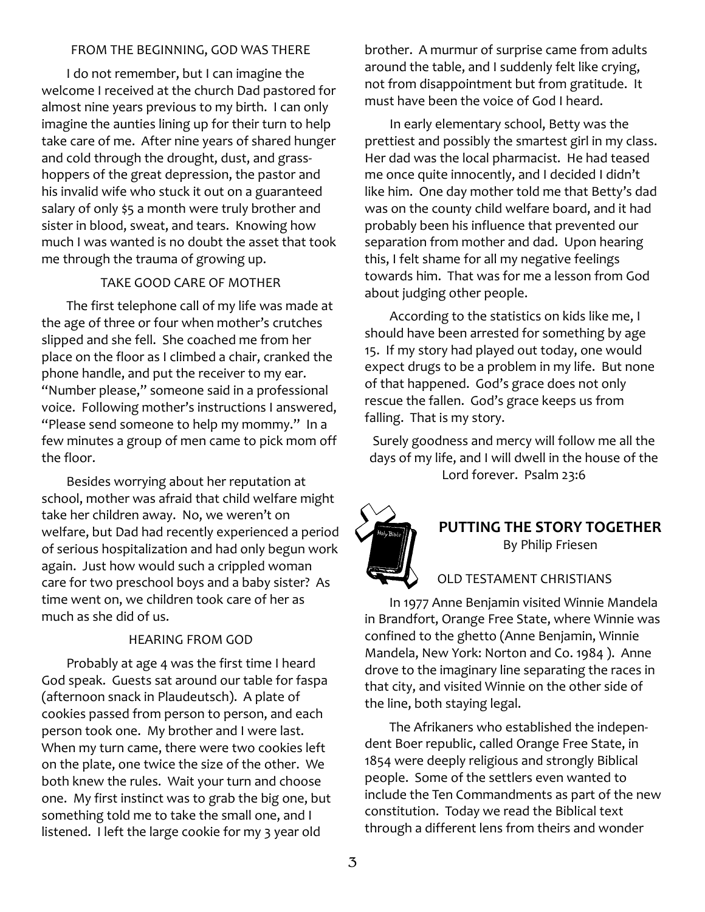### FROM THE BEGINNING, GOD WAS THERE

I do not remember, but I can imagine the welcome I received at the church Dad pastored for almost nine years previous to my birth. I can only imagine the aunties lining up for their turn to help take care of me. After nine years of shared hunger and cold through the drought, dust, and grass-hoppers of the great depression, the pastor and his invalid wife who stuck it out on a guaranteed salary of only $5 a month were truly brother and sister in blood, sweat, and tears. Knowing how much I was wanted is no doubt the asset that took me through the trauma of growing up.

### TAKE GOOD CARE OF MOTHER

The first telephone call of my life was made at the age of three or four when mother's crutches slipped and she fell. She coached me from her place on the floor as I climbed a chair, cranked the phone handle, and put the receiver to my ear. "Number please," someone said in a professional voice. Following mother's instructions I answered, "Please send someone to help my mommy." In a few minutes a group of men came to pick mom off the floor.

Besides worrying about her reputation at school, mother was afraid that child welfare might take her children away. No, we weren't on welfare, but Dad had recently experienced a period of serious hospitalization and had only begun work again. Just how would such a crippled woman care for two preschool boys and a baby sister? As time went on, we children took care of her as much as she did of us.

### HEARING FROM GOD

Probably at age 4 was the first time I heard God speak. Guests sat around our table for faspa (afternoon snack in Plaudeutsch). A plate of cookies passed from person to person, and each person took one. My brother and I were last. When my turn came, there were two cookies left on the plate, one twice the size of the other. We both knew the rules. Wait your turn and choose one. My first instinct was to grab the big one, but something told me to take the small one, and I listened. I left the large cookie for my 3 year old brother. A murmur of surprise came from adults around the table, and I suddenly felt like crying, not from disappointment but from gratitude. It must have been the voice of God I heard.

In early elementary school, Betty was the prettiest and possibly the smartest girl in my class. Her dad was the local pharmacist. He had teased me once quite innocently, and I decided I didn't like him. One day mother told me that Betty's dad was on the county child welfare board, and it had probably been his influence that prevented our separation from mother and dad. Upon hearing this, I felt shame for all my negative feelings towards him. That was for me a lesson from God about judging other people.

According to the statistics on kids like me, I should have been arrested for something by age 15. If my story had played out today, one would expect drugs to be a problem in my life. But none of that happened. God's grace does not only rescue the fallen. God's grace keeps us from falling. That is my story.

Surely goodness and mercy will follow me all the days of my life, and I will dwell in the house of the Lord forever. Psalm 23:6

## PUTTING THE STORY TOGETHER

By Philip Friesen

### OLD TESTAMENT CHRISTIANS

In 1977 Anne Benjamin visited Winnie Mandela in Brandfort, Orange Free State, where Winnie was confined to the ghetto (Anne Benjamin, Winnie Mandela, New York: Norton and Co. 1984 ). Anne drove to the imaginary line separating the races in that city, and visited Winnie on the other side of the line, both staying legal.

The Afrikaners who established the independent Boer republic, called Orange Free State, in 1854 were deeply religious and strongly Biblical people. Some of the settlers even wanted to include the Ten Commandments as part of the new constitution. Today we read the Biblical text through a different lens from theirs and wonder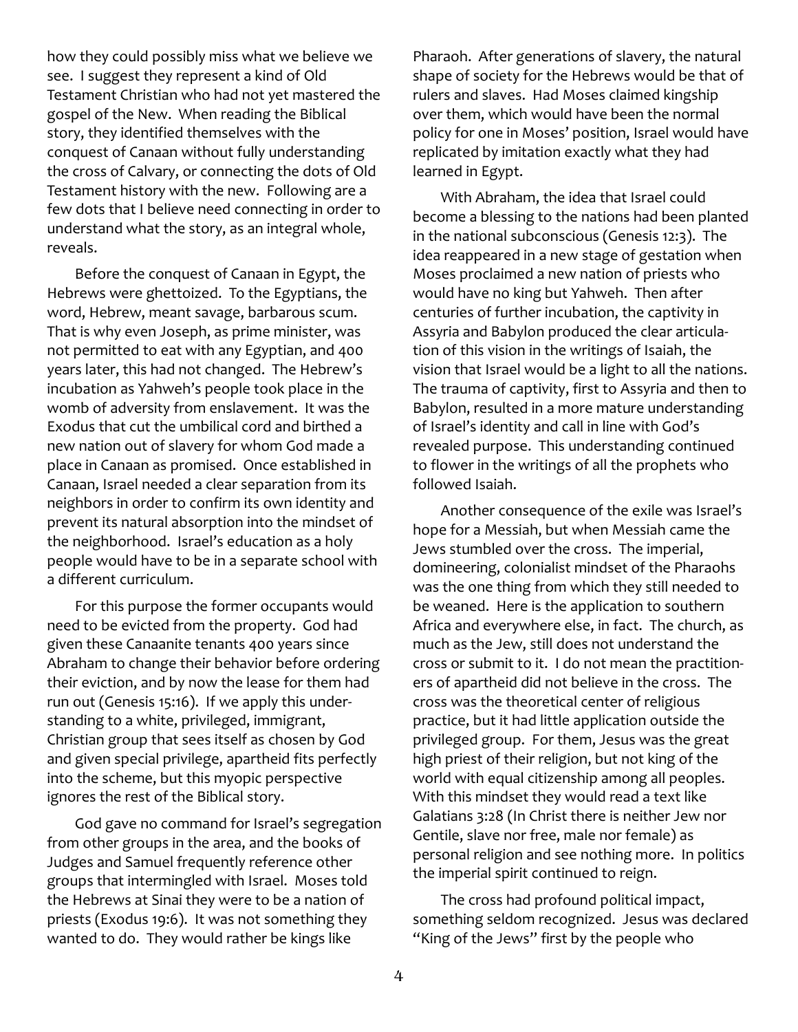how they could possibly miss what we believe we see. I suggest they represent a kind of Old Testament Christian who had not yet mastered the gospel of the New. When reading the Biblical story, they identified themselves with the conquest of Canaan without fully understanding the cross of Calvary, or connecting the dots of Old Testament history with the new. Following are a few dots that I believe need connecting in order to understand what the story, as an integral whole, reveals.

Before the conquest of Canaan in Egypt, the Hebrews were ghettoized. To the Egyptians, the word, Hebrew, meant savage, barbarous scum. That is why even Joseph, as prime minister, was not permitted to eat with any Egyptian, and 400 years later, this had not changed. The Hebrew's incubation as Yahweh's people took place in the womb of adversity from enslavement. It was the Exodus that cut the umbilical cord and birthed a new nation out of slavery for whom God made a place in Canaan as promised. Once established in Canaan, Israel needed a clear separation from its neighbors in order to confirm its own identity and prevent its natural absorption into the mindset of the neighborhood. Israel's education as a holy people would have to be in a separate school with a different curriculum.

For this purpose the former occupants would need to be evicted from the property. God had given these Canaanite tenants 400 years since Abraham to change their behavior before ordering their eviction, and by now the lease for them had run out (Genesis 15:16). If we apply this understanding to a white, privileged, immigrant, Christian group that sees itself as chosen by God and given special privilege, apartheid fits perfectly into the scheme, but this myopic perspective ignores the rest of the Biblical story.

God gave no command for Israel's segregation from other groups in the area, and the books of Judges and Samuel frequently reference other groups that intermingled with Israel. Moses told the Hebrews at Sinai they were to be a nation of priests (Exodus 19:6). It was not something they wanted to do. They would rather be kings like Pharaoh. After generations of slavery, the natural shape of society for the Hebrews would be that of rulers and slaves. Had Moses claimed kingship over them, which would have been the normal policy for one in Moses' position, Israel would have replicated by imitation exactly what they had learned in Egypt.

With Abraham, the idea that Israel could become a blessing to the nations had been planted in the national subconscious (Genesis 12:3). The idea reappeared in a new stage of gestation when Moses proclaimed a new nation of priests who would have no king but Yahweh. Then after centuries of further incubation, the captivity in Assyria and Babylon produced the clear articulation of this vision in the writings of Isaiah, the vision that Israel would be a light to all the nations. The trauma of captivity, first to Assyria and then to Babylon, resulted in a more mature understanding of Israel's identity and call in line with God's revealed purpose. This understanding continued to flower in the writings of all the prophets who followed Isaiah.

Another consequence of the exile was Israel's hope for a Messiah, but when Messiah came the Jews stumbled over the cross. The imperial, domineering, colonialist mindset of the Pharaohs was the one thing from which they still needed to be weaned. Here is the application to southern Africa and everywhere else, in fact. The church, as much as the Jew, still does not understand the cross or submit to it. I do not mean the practitioners of apartheid did not believe in the cross. The cross was the theoretical center of religious practice, but it had little application outside the privileged group. For them, Jesus was the great high priest of their religion, but not king of the world with equal citizenship among all peoples. With this mindset they would read a text like Galatians 3:28 (In Christ there is neither Jew nor Gentile, slave nor free, male nor female) as personal religion and see nothing more. In politics the imperial spirit continued to reign.

The cross had profound political impact, something seldom recognized. Jesus was declared "King of the Jews" first by the people who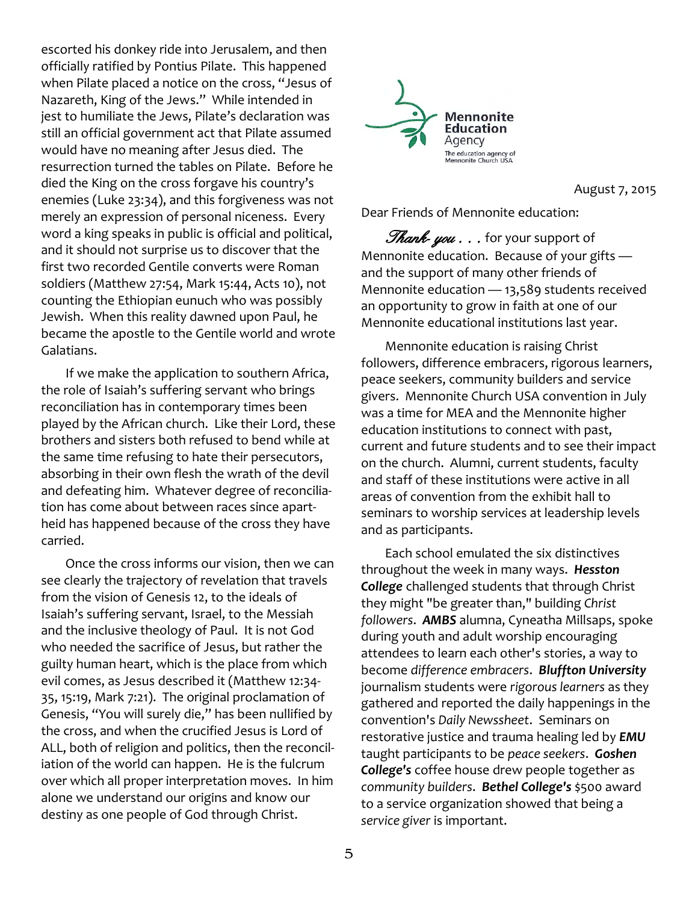escorted his donkey ride into Jerusalem, and then officially ratified by Pontius Pilate. This happened when Pilate placed a notice on the cross, "Jesus of Nazareth, King of the Jews." While intended in jest to humiliate the Jews, Pilate's declaration was still an official government act that Pilate assumed would have no meaning after Jesus died. The resurrection turned the tables on Pilate. Before he died the King on the cross forgave his country's enemies (Luke 23:34), and this forgiveness was not merely an expression of personal niceness. Every word a king speaks in public is official and political, and it should not surprise us to discover that the first two recorded Gentile converts were Roman soldiers (Matthew 27:54, Mark 15:44, Acts 10), not counting the Ethiopian eunuch who was possibly Jewish. When this reality dawned upon Paul, he became the apostle to the Gentile world and wrote Galatians.

If we make the application to southern Africa, the role of Isaiah's suffering servant who brings reconciliation has in contemporary times been played by the African church. Like their Lord, these brothers and sisters both refused to bend while at the same time refusing to hate their persecutors, absorbing in their own flesh the wrath of the devil and defeating him. Whatever degree of reconciliation has come about between races since apartheid has happened because of the cross they have carried.

Once the cross informs our vision, then we can see clearly the trajectory of revelation that travels from the vision of Genesis 12, to the ideals of Isaiah's suffering servant, Israel, to the Messiah and the inclusive theology of Paul. It is not God who needed the sacrifice of Jesus, but rather the guilty human heart, which is the place from which evil comes, as Jesus described it (Matthew 12:34-35, 15:19, Mark 7:21). The original proclamation of Genesis, "You will surely die," has been nullified by the cross, and when the crucified Jesus is Lord of ALL, both of religion and politics, then the reconciliation of the world can happen. He is the fulcrum over which all proper interpretation moves. In him alone we understand our origins and know our destiny as one people of God through Christ.

**Mennonite Education** Agency
The education agency of Mennonite Church USA

August 7, 2015

Dear Friends of Mennonite education:

*Thank you . . .* for your support of Mennonite education. Because of your gifts — and the support of many other friends of Mennonite education — 13,589 students received an opportunity to grow in faith at one of our Mennonite educational institutions last year.

Mennonite education is raising Christ followers, difference embracers, rigorous learners, peace seekers, community builders and service givers. Mennonite Church USA convention in July was a time for MEA and the Mennonite higher education institutions to connect with past, current and future students and to see their impact on the church. Alumni, current students, faculty and staff of these institutions were active in all areas of convention from the exhibit hall to seminars to worship services at leadership levels and as participants.

Each school emulated the six distinctives throughout the week in many ways. ***Hesston College*** challenged students that through Christ they might "be greater than," building *Christ followers*. ***AMBS*** alumna, Cyneatha Millsaps, spoke during youth and adult worship encouraging attendees to learn each other's stories, a way to become *difference embracers*. ***Bluffton University*** journalism students were *rigorous learners* as they gathered and reported the daily happenings in the convention's *Daily Newssheet*. Seminars on restorative justice and trauma healing led by ***EMU*** taught participants to be *peace seekers*. ***Goshen College's*** coffee house drew people together as *community builders*. ***Bethel College's*** $500 award to a service organization showed that being a *service giver* is important.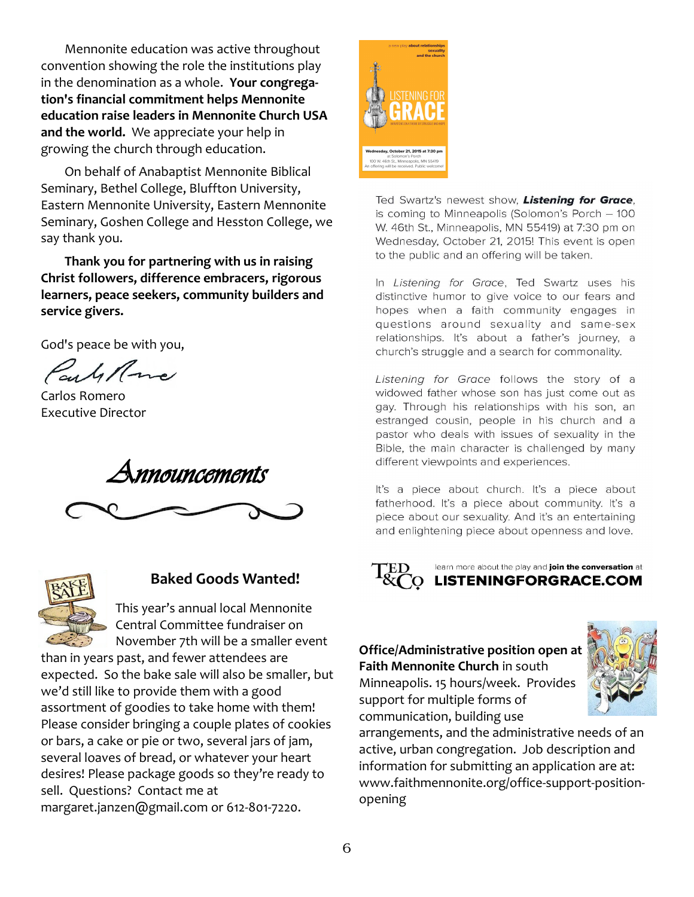Mennonite education was active throughout convention showing the role the institutions play in the denomination as a whole. **Your congregation's financial commitment helps Mennonite education raise leaders in Mennonite Church USA and the world.** We appreciate your help in growing the church through education.

On behalf of Anabaptist Mennonite Biblical Seminary, Bethel College, Bluffton University, Eastern Mennonite University, Eastern Mennonite Seminary, Goshen College and Hesston College, we say thank you.

**Thank you for partnering with us in raising Christ followers, difference embracers, rigorous learners, peace seekers, community builders and service givers.**

God's peace be with you,

Carlos Romero
Executive Director

# *Announcements*

## Baked Goods Wanted!

This year's annual local Mennonite Central Committee fundraiser on November 7th will be a smaller event than in years past, and fewer attendees are expected. So the bake sale will also be smaller, but we'd still like to provide them with a good assortment of goodies to take home with them! Please consider bringing a couple plates of cookies or bars, a cake or pie or two, several jars of jam, several loaves of bread, or whatever your heart desires! Please package goods so they're ready to sell. Questions? Contact me at margaret.janzen@gmail.com or 612-801-7220.

a new play about relationships sexuality and the church

LISTENING FOR GRACE

Wednesday, October 21, 2015 at 7:30 pm
at Solomon's Porch
100 W. 46th St., Minneapolis, MN 55419
An offering will be received. Public welcome!

Ted Swartz's newest show, ***Listening for Grace***, is coming to Minneapolis (Solomon's Porch – 100 W. 46th St., Minneapolis, MN 55419) at 7:30 pm on Wednesday, October 21, 2015! This event is open to the public and an offering will be taken.

In *Listening for Grace*, Ted Swartz uses his distinctive humor to give voice to our fears and hopes when a faith community engages in questions around sexuality and same-sex relationships. It's about a father's journey, a church's struggle and a search for commonality.

*Listening for Grace* follows the story of a widowed father whose son has just come out as gay. Through his relationships with his son, an estranged cousin, people in his church and a pastor who deals with issues of sexuality in the Bible, the main character is challenged by many different viewpoints and experiences.

It's a piece about church. It's a piece about fatherhood. It's a piece about community. It's a piece about our sexuality. And it's an entertaining and enlightening piece about openness and love.

TED & CO. learn more about the play and **join the conversation** at **LISTENINGFORGRACE.COM**

**Office/Administrative position open at Faith Mennonite Church** in south Minneapolis. 15 hours/week. Provides support for multiple forms of communication, building use arrangements, and the administrative needs of an active, urban congregation. Job description and information for submitting an application are at: www.faithmennonite.org/office-support-position-opening